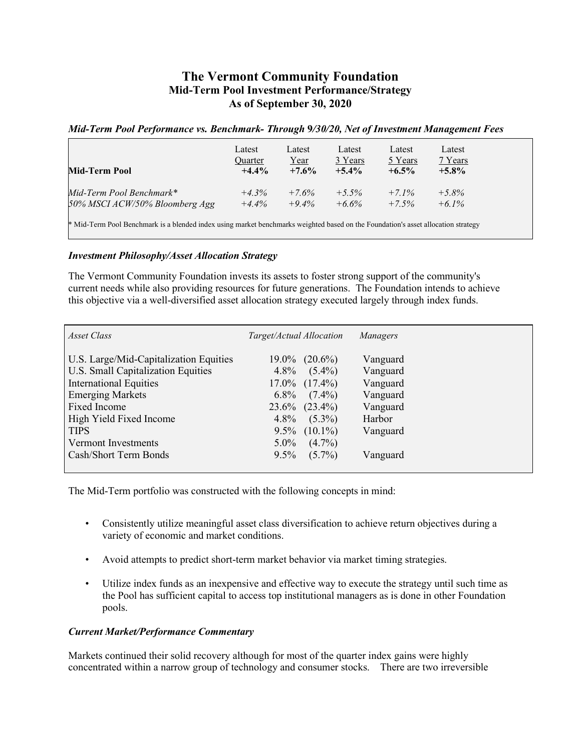# The Vermont Community Foundation
## Mid-Term Pool Investment Performance/Strategy
## As of September 30, 2020

### *Mid-Term Pool Performance vs. Benchmark- Through 9/30/20, Net of Investment Management Fees*

| | Latest Quarter | Latest Year | Latest 3 Years | Latest 5 Years | Latest 7 Years |
|---|---|---|---|---|---|
| **Mid-Term Pool** | **+4.4%** | **+7.6%** | **+5.4%** | **+6.5%** | **+5.8%** |
| *Mid-Term Pool Benchmark** | *+4.3%* | *+7.6%* | *+5.5%* | *+7.1%* | *+5.8%* |
| *50% MSCI ACW/50% Bloomberg Agg* | *+4.4%* | *+9.4%* | *+6.6%* | *+7.5%* | *+6.1%* |

* Mid-Term Pool Benchmark is a blended index using market benchmarks weighted based on the Foundation's asset allocation strategy

### *Investment Philosophy/Asset Allocation Strategy*

The Vermont Community Foundation invests its assets to foster strong support of the community's current needs while also providing resources for future generations. The Foundation intends to achieve this objective via a well-diversified asset allocation strategy executed largely through index funds.

| *Asset Class* | *Target/Actual Allocation* | *Managers* |
|---|---|---|
| U.S. Large/Mid-Capitalization Equities | 19.0% (20.6%) | Vanguard |
| U.S. Small Capitalization Equities | 4.8% (5.4%) | Vanguard |
| International Equities | 17.0% (17.4%) | Vanguard |
| Emerging Markets | 6.8% (7.4%) | Vanguard |
| Fixed Income | 23.6% (23.4%) | Vanguard |
| High Yield Fixed Income | 4.8% (5.3%) | Harbor |
| TIPS | 9.5% (10.1%) | Vanguard |
| Vermont Investments | 5.0% (4.7%) | |
| Cash/Short Term Bonds | 9.5% (5.7%) | Vanguard |

The Mid-Term portfolio was constructed with the following concepts in mind:

- Consistently utilize meaningful asset class diversification to achieve return objectives during a variety of economic and market conditions.
- Avoid attempts to predict short-term market behavior via market timing strategies.
- Utilize index funds as an inexpensive and effective way to execute the strategy until such time as the Pool has sufficient capital to access top institutional managers as is done in other Foundation pools.

### *Current Market/Performance Commentary*

Markets continued their solid recovery although for most of the quarter index gains were highly concentrated within a narrow group of technology and consumer stocks. There are two irreversible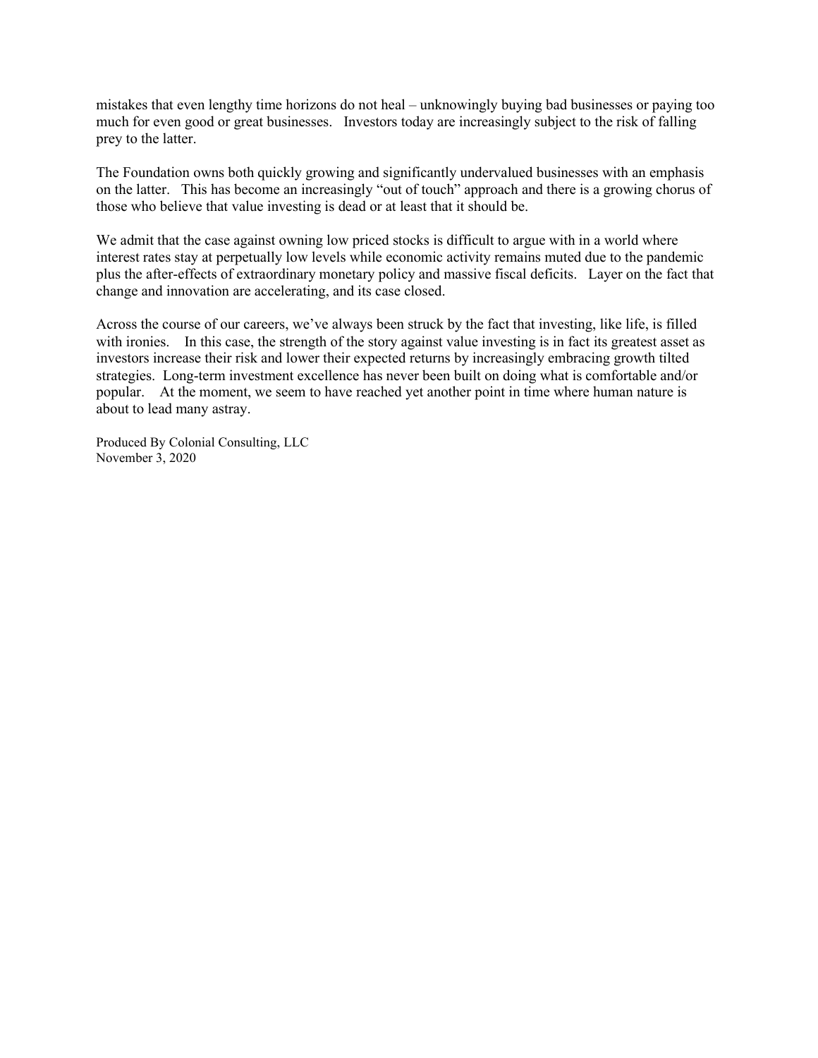mistakes that even lengthy time horizons do not heal – unknowingly buying bad businesses or paying too much for even good or great businesses. Investors today are increasingly subject to the risk of falling prey to the latter.

The Foundation owns both quickly growing and significantly undervalued businesses with an emphasis on the latter. This has become an increasingly "out of touch" approach and there is a growing chorus of those who believe that value investing is dead or at least that it should be.

We admit that the case against owning low priced stocks is difficult to argue with in a world where interest rates stay at perpetually low levels while economic activity remains muted due to the pandemic plus the after-effects of extraordinary monetary policy and massive fiscal deficits. Layer on the fact that change and innovation are accelerating, and its case closed.

Across the course of our careers, we've always been struck by the fact that investing, like life, is filled with ironies. In this case, the strength of the story against value investing is in fact its greatest asset as investors increase their risk and lower their expected returns by increasingly embracing growth tilted strategies. Long-term investment excellence has never been built on doing what is comfortable and/or popular. At the moment, we seem to have reached yet another point in time where human nature is about to lead many astray.

Produced By Colonial Consulting, LLC
November 3, 2020